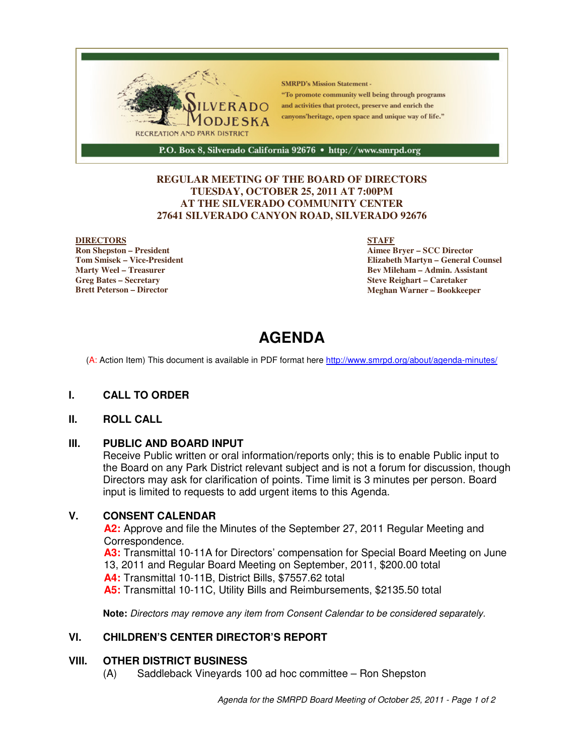SILVERADO MODJESKA RECREATION AND PARK DISTRICT

SMRPD's Mission Statement - "To promote community well being through programs and activities that protect, preserve and enrich the canyons'heritage, open space and unique way of life."

P.O. Box 8, Silverado California 92676 • http://www.smrpd.org

**REGULAR MEETING OF THE BOARD OF DIRECTORS**
**TUESDAY, OCTOBER 25, 2011 AT 7:00PM**
**AT THE SILVERADO COMMUNITY CENTER**
**27641 SILVERADO CANYON ROAD, SILVERADO 92676**

**DIRECTORS**
**Ron Shepston – President**
**Tom Smisek – Vice-President**
**Marty Weel – Treasurer**
**Greg Bates – Secretary**
**Brett Peterson – Director**

**STAFF**
**Aimee Bryer – SCC Director**
**Elizabeth Martyn – General Counsel**
**Bev Mileham – Admin. Assistant**
**Steve Reighart – Caretaker**
**Meghan Warner – Bookkeeper**

# AGENDA

(A: Action Item) This document is available in PDF format here http://www.smrpd.org/about/agenda-minutes/

## I. CALL TO ORDER

## II. ROLL CALL

## III. PUBLIC AND BOARD INPUT

Receive Public written or oral information/reports only; this is to enable Public input to the Board on any Park District relevant subject and is not a forum for discussion, though Directors may ask for clarification of points. Time limit is 3 minutes per person. Board input is limited to requests to add urgent items to this Agenda.

## V. CONSENT CALENDAR

**A2:** Approve and file the Minutes of the September 27, 2011 Regular Meeting and Correspondence.
**A3:** Transmittal 10-11A for Directors' compensation for Special Board Meeting on June 13, 2011 and Regular Board Meeting on September, 2011, $200.00 total
**A4:** Transmittal 10-11B, District Bills, $7557.62 total
**A5:** Transmittal 10-11C, Utility Bills and Reimbursements, $2135.50 total

**Note:** *Directors may remove any item from Consent Calendar to be considered separately.*

## VI. CHILDREN'S CENTER DIRECTOR'S REPORT

## VIII. OTHER DISTRICT BUSINESS

(A) Saddleback Vineyards 100 ad hoc committee – Ron Shepston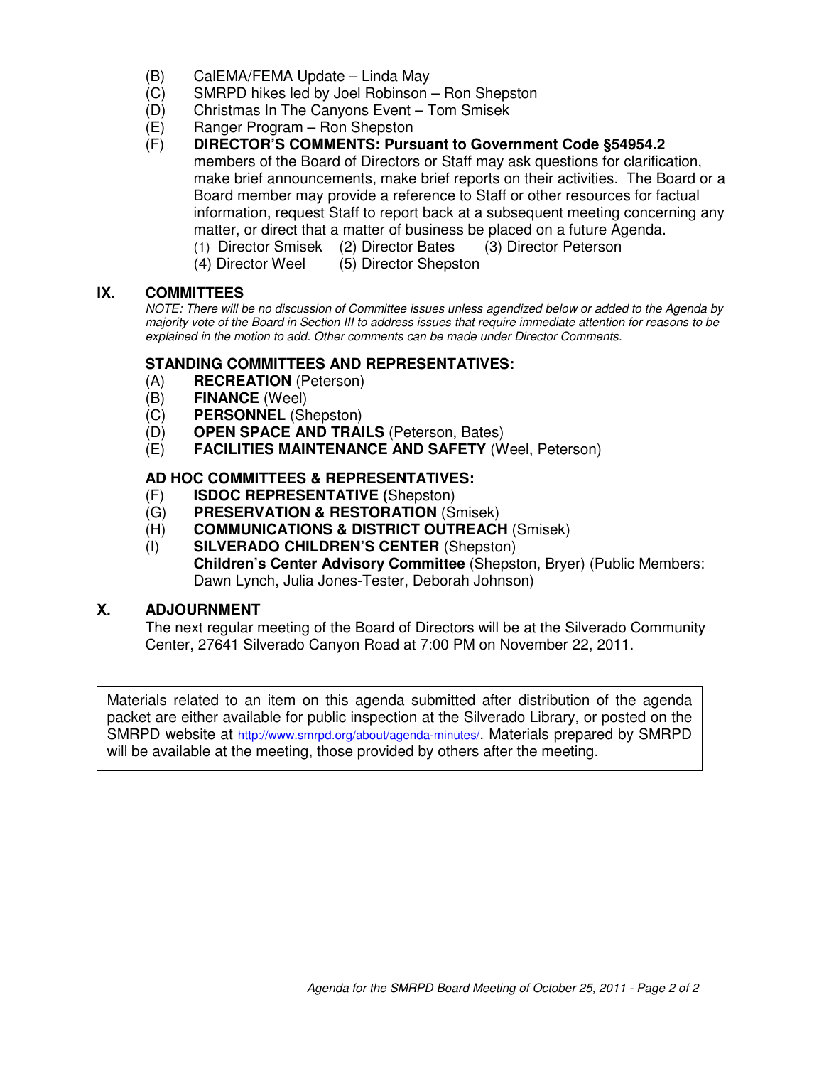(B) CalEMA/FEMA Update – Linda May

(C) SMRPD hikes led by Joel Robinson – Ron Shepston

(D) Christmas In The Canyons Event – Tom Smisek

(E) Ranger Program – Ron Shepston

(F) **DIRECTOR'S COMMENTS: Pursuant to Government Code §54954.2** members of the Board of Directors or Staff may ask questions for clarification, make brief announcements, make brief reports on their activities. The Board or a Board member may provide a reference to Staff or other resources for factual information, request Staff to report back at a subsequent meeting concerning any matter, or direct that a matter of business be placed on a future Agenda.

(1) Director Smisek (2) Director Bates (3) Director Peterson
(4) Director Weel (5) Director Shepston

## IX. COMMITTEES

*NOTE: There will be no discussion of Committee issues unless agendized below or added to the Agenda by majority vote of the Board in Section III to address issues that require immediate attention for reasons to be explained in the motion to add. Other comments can be made under Director Comments.*

### STANDING COMMITTEES AND REPRESENTATIVES:

(A) **RECREATION** (Peterson)

(B) **FINANCE** (Weel)

(C) **PERSONNEL** (Shepston)

(D) **OPEN SPACE AND TRAILS** (Peterson, Bates)

(E) **FACILITIES MAINTENANCE AND SAFETY** (Weel, Peterson)

### AD HOC COMMITTEES & REPRESENTATIVES:

(F) **ISDOC REPRESENTATIVE (**Shepston)

(G) **PRESERVATION & RESTORATION** (Smisek)

(H) **COMMUNICATIONS & DISTRICT OUTREACH** (Smisek)

(I) **SILVERADO CHILDREN'S CENTER** (Shepston)
**Children's Center Advisory Committee** (Shepston, Bryer) (Public Members: Dawn Lynch, Julia Jones-Tester, Deborah Johnson)

## X. ADJOURNMENT

The next regular meeting of the Board of Directors will be at the Silverado Community Center, 27641 Silverado Canyon Road at 7:00 PM on November 22, 2011.

Materials related to an item on this agenda submitted after distribution of the agenda packet are either available for public inspection at the Silverado Library, or posted on the SMRPD website at http://www.smrpd.org/about/agenda-minutes/. Materials prepared by SMRPD will be available at the meeting, those provided by others after the meeting.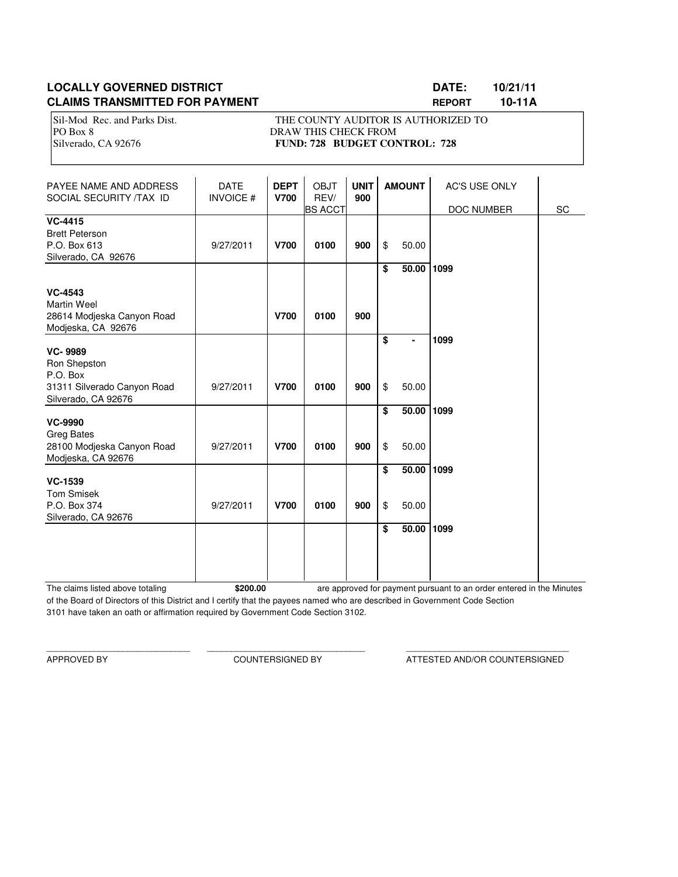**LOCALLY GOVERNED DISTRICT** **DATE: 10/21/11**

**CLAIMS TRANSMITTED FOR PAYMENT** **REPORT 10-11A**

Sil-Mod Rec. and Parks Dist.
PO Box 8
Silverado, CA 92676

THE COUNTY AUDITOR IS AUTHORIZED TO DRAW THIS CHECK FROM
**FUND: 728 BUDGET CONTROL: 728**

| PAYEE NAME AND ADDRESS SOCIAL SECURITY /TAX ID | DATE INVOICE # | DEPT V700 | OBJT REV/ BS ACCT | UNIT 900 | AMOUNT | AC'S USE ONLY DOC NUMBER | SC |
|---|---|---|---|---|---|---|---|
| **VC-4415** Brett Peterson P.O. Box 613 Silverado, CA 92676 | 9/27/2011 | **V700** | **0100** | **900** | $ 50.00 | | |
| | | | | | **$ 50.00** | **1099** | |
| **VC-4543** Martin Weel 28614 Modjeska Canyon Road Modjeska, CA 92676 | | **V700** | **0100** | **900** | | | |
| | | | | | **$ -** | **1099** | |
| **VC- 9989** Ron Shepston P.O. Box 31311 Silverado Canyon Road Silverado, CA 92676 | 9/27/2011 | **V700** | **0100** | **900** | $ 50.00 | | |
| | | | | | **$ 50.00** | **1099** | |
| **VC-9990** Greg Bates 28100 Modjeska Canyon Road Modjeska, CA 92676 | 9/27/2011 | **V700** | **0100** | **900** | $ 50.00 | | |
| | | | | | **$ 50.00** | **1099** | |
| **VC-1539** Tom Smisek P.O. Box 374 Silverado, CA 92676 | 9/27/2011 | **V700** | **0100** | **900** | $ 50.00 | | |
| | | | | | **$ 50.00** | **1099** | |

The claims listed above totaling **$200.00** are approved for payment pursuant to an order entered in the Minutes of the Board of Directors of this District and I certify that the payees named who are described in Government Code Section 3101 have taken an oath or affirmation required by Government Code Section 3102.

\_\_\_\_\_\_\_\_\_\_\_\_\_\_\_\_\_\_\_\_\_\_\_\_\_\_\_\_\_\_ \_\_\_\_\_\_\_\_\_\_\_\_\_\_\_\_\_\_\_\_\_\_\_\_\_\_\_\_\_\_\_\_ \_\_\_\_\_\_\_\_\_\_\_\_\_\_\_\_\_\_\_\_\_\_\_\_\_\_\_\_\_\_\_\_\_

APPROVED BY COUNTERSIGNED BY ATTESTED AND/OR COUNTERSIGNED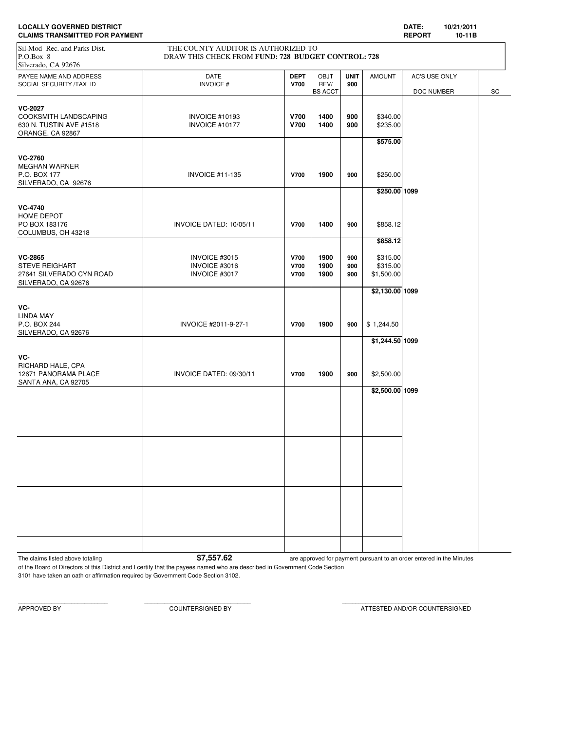**LOCALLY GOVERNED DISTRICT**
**CLAIMS TRANSMITTED FOR PAYMENT**

**DATE:** 10/21/2011
**REPORT** 10-11B

Sil-Mod Rec. and Parks Dist.
P.O.Box 8
Silverado, CA 92676

THE COUNTY AUDITOR IS AUTHORIZED TO
DRAW THIS CHECK FROM **FUND: 728 BUDGET CONTROL: 728**

| PAYEE NAME AND ADDRESS SOCIAL SECURITY /TAX ID | DATE INVOICE # | DEPT V700 | OBJT REV/ BS ACCT | UNIT 900 | AMOUNT | AC'S USE ONLY DOC NUMBER | SC |
|---|---|---|---|---|---|---|---|
| **VC-2027** COOKSMITH LANDSCAPING 630 N. TUSTIN AVE #1518 ORANGE, CA 92867 | INVOICE #10193 | **V700** | **1400** | **900** | $340.00 | | |
| | INVOICE #10177 | **V700** | **1400** | **900** | $235.00 | | |
| | | | | | **$575.00** | | |
| **VC-2760** MEGHAN WARNER P.O. BOX 177 SILVERADO, CA 92676 | INVOICE #11-135 | **V700** | **1900** | **900** | $250.00 | | |
| | | | | | **$250.00** | **1099** | |
| **VC-4740** HOME DEPOT PO BOX 183176 COLUMBUS, OH 43218 | INVOICE DATED: 10/05/11 | **V700** | **1400** | **900** | $858.12 | | |
| | | | | | **$858.12** | | |
| **VC-2865** STEVE REIGHART 27641 SILVERADO CYN ROAD SILVERADO, CA 92676 | INVOICE #3015 | **V700** | **1900** | **900** | $315.00 | | |
| | INVOICE #3016 | **V700** | **1900** | **900** | $315.00 | | |
| | INVOICE #3017 | **V700** | **1900** | **900** | $1,500.00 | | |
| | | | | | **$2,130.00** | **1099** | |
| **VC-** LINDA MAY P.O. BOX 244 SILVERADO, CA 92676 | INVOICE #2011-9-27-1 | **V700** | **1900** | **900** | $ 1,244.50 | | |
| | | | | | **$1,244.50** | **1099** | |
| **VC-** RICHARD HALE, CPA 12671 PANORAMA PLACE SANTA ANA, CA 92705 | INVOICE DATED: 09/30/11 | **V700** | **1900** | **900** | $2,500.00 | | |
| | | | | | **$2,500.00** | **1099** | |

The claims listed above totaling **$7,557.62** are approved for payment pursuant to an order entered in the Minutes of the Board of Directors of this District and I certify that the payees named who are described in Government Code Section 3101 have taken an oath or affirmation required by Government Code Section 3102.

APPROVED BY ____________ COUNTERSIGNED BY ____________ ATTESTED AND/OR COUNTERSIGNED ____________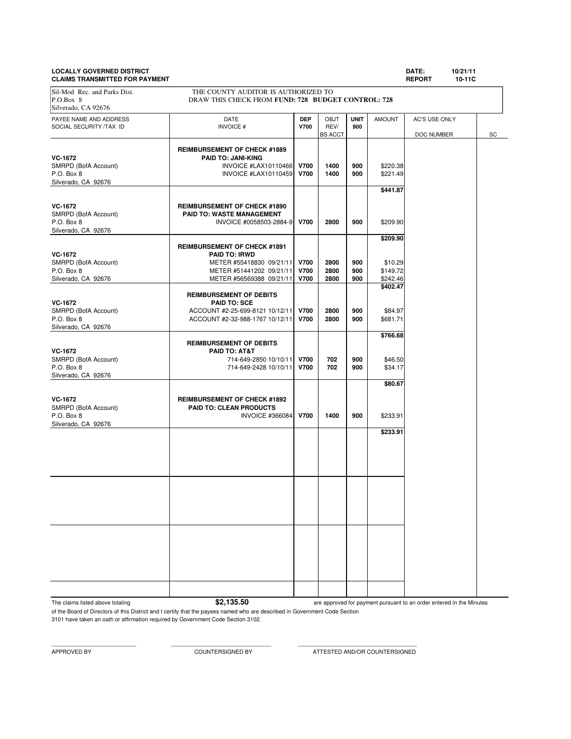**LOCALLY GOVERNED DISTRICT** | **DATE:** 10/21/11
**CLAIMS TRANSMITTED FOR PAYMENT** | **REPORT** 10-11C

Sil-Mod Rec. and Parks Dist.
P.O.Box 8
Silverado, CA 92676

THE COUNTY AUDITOR IS AUTHORIZED TO
DRAW THIS CHECK FROM **FUND: 728 BUDGET CONTROL: 728**

| PAYEE NAME AND ADDRESS SOCIAL SECURITY /TAX ID | DATE INVOICE # | DEP V700 | OBJT REV/ BS ACCT | UNIT 900 | AMOUNT | AC'S USE ONLY DOC NUMBER | SC |
|---|---|---|---|---|---|---|---|
| **VC-1672** SMRPD (BofA Account) P.O. Box 8 Silverado, CA 92676 | **REIMBURSEMENT OF CHECK #1889** **PAID TO: JANI-KING** | | | | | | |
| | INVOICE #LAX10110466 | **V700** | **1400** | **900** | $220.38 | | |
| | INVOICE #LAX10110459 | **V700** | **1400** | **900** | $221.49 | | |
| | | | | | **$441.87** | | |
| **VC-1672** SMRPD (BofA Account) P.O. Box 8 Silverado, CA 92676 | **REIMBURSEMENT OF CHECK #1890** **PAID TO: WASTE MANAGEMENT** | | | | | | |
| | INVOICE #0058503-2884-9 | **V700** | **2800** | **900** | $209.90 | | |
| | | | | | **$209.90** | | |
| **VC-1672** SMRPD (BofA Account) P.O. Box 8 Silverado, CA 92676 | **REIMBURSEMENT OF CHECK #1891** **PAID TO: IRWD** | | | | | | |
| | METER #55418830 09/21/11 | **V700** | **2800** | **900** | $10.29 | | |
| | METER #51441202 09/21/11 | **V700** | **2800** | **900** | $149.72 | | |
| | METER #56569388 09/21/11 | **V700** | **2800** | **900** | $242.46 | | |
| | | | | | **$402.47** | | |
| **VC-1672** SMRPD (BofA Account) P.O. Box 8 Silverado, CA 92676 | **REIMBURSEMENT OF DEBITS** **PAID TO: SCE** | | | | | | |
| | ACCOUNT #2-25-699-8121 10/12/11 | **V700** | **2800** | **900** | $84.97 | | |
| | ACCOUNT #2-32-988-1767 10/12/11 | **V700** | **2800** | **900** | $681.71 | | |
| | | | | | **$766.68** | | |
| **VC-1672** SMRPD (BofA Account) P.O. Box 8 Silverado, CA 92676 | **REIMBURSEMENT OF DEBITS** **PAID TO: AT&T** | | | | | | |
| | 714-649-2850 10/10/11 | **V700** | **702** | **900** | $46.50 | | |
| | 714-649-2428 10/10/11 | **V700** | **702** | **900** | $34.17 | | |
| | | | | | **$80.67** | | |
| **VC-1672** SMRPD (BofA Account) P.O. Box 8 Silverado, CA 92676 | **REIMBURSEMENT OF CHECK #1892** **PAID TO: CLEAN PRODUCTS** | | | | | | |
| | INVOICE #366084 | **V700** | **1400** | **900** | $233.91 | | |
| | | | | | **$233.91** | | |

The claims listed above totaling **$2,135.50** are approved for payment pursuant to an order entered in the Minutes of the Board of Directors of this District and I certify that the payees named who are described in Government Code Section 3101 have taken an oath or affirmation required by Government Code Section 3102.

\_\_\_\_\_\_\_\_\_\_\_\_\_\_\_\_\_\_\_\_ APPROVED BY

\_\_\_\_\_\_\_\_\_\_\_\_\_\_\_\_\_\_\_\_ COUNTERSIGNED BY

\_\_\_\_\_\_\_\_\_\_\_\_\_\_\_\_\_\_\_\_ ATTESTED AND/OR COUNTERSIGNED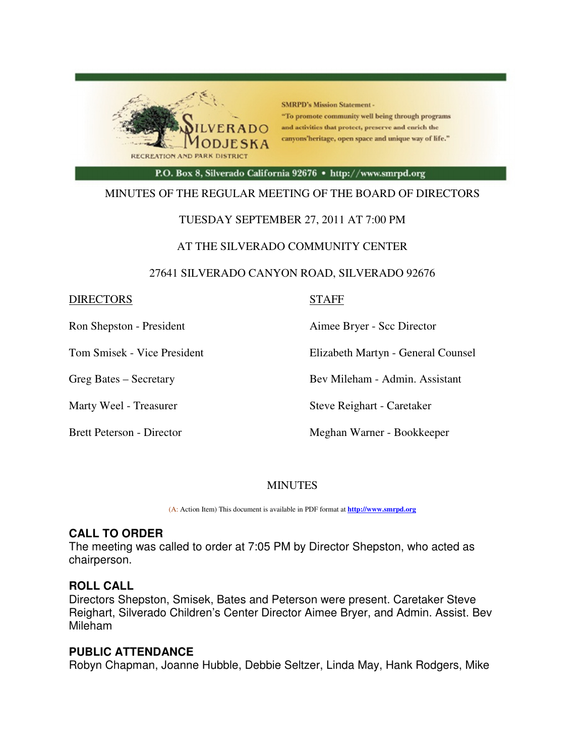SMRPD's Mission Statement - "To promote community well being through programs and activities that protect, preserve and enrich the canyons'heritage, open space and unique way of life."

SILVERADO MODJESKA RECREATION AND PARK DISTRICT

P.O. Box 8, Silverado California 92676 • http://www.smrpd.org

MINUTES OF THE REGULAR MEETING OF THE BOARD OF DIRECTORS

TUESDAY SEPTEMBER 27, 2011 AT 7:00 PM

AT THE SILVERADO COMMUNITY CENTER

27641 SILVERADO CANYON ROAD, SILVERADO 92676

| DIRECTORS | STAFF |
|---|---|
| Ron Shepston - President | Aimee Bryer - Scc Director |
| Tom Smisek - Vice President | Elizabeth Martyn - General Counsel |
| Greg Bates – Secretary | Bev Mileham - Admin. Assistant |
| Marty Weel - Treasurer | Steve Reighart - Caretaker |
| Brett Peterson - Director | Meghan Warner - Bookkeeper |

MINUTES

(A: Action Item) This document is available in PDF format at **http://www.smrpd.org**

### CALL TO ORDER

The meeting was called to order at 7:05 PM by Director Shepston, who acted as chairperson.

### ROLL CALL

Directors Shepston, Smisek, Bates and Peterson were present. Caretaker Steve Reighart, Silverado Children's Center Director Aimee Bryer, and Admin. Assist. Bev Mileham

### PUBLIC ATTENDANCE

Robyn Chapman, Joanne Hubble, Debbie Seltzer, Linda May, Hank Rodgers, Mike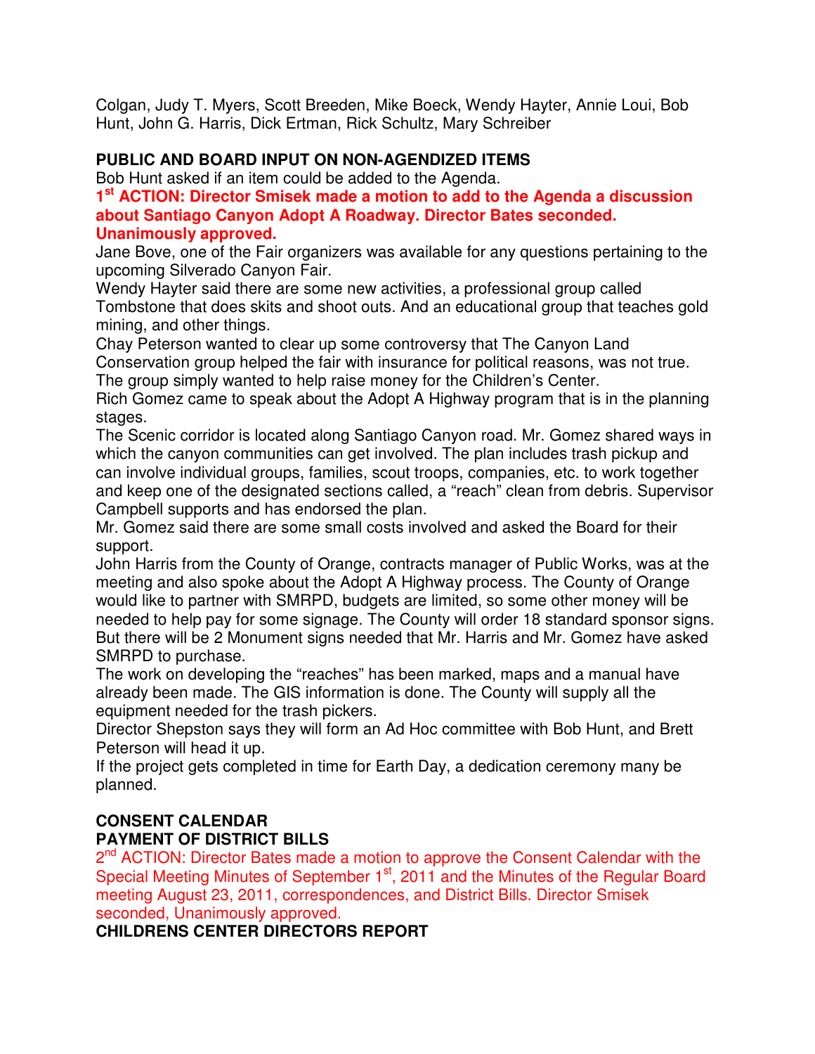Colgan, Judy T. Myers, Scott Breeden, Mike Boeck, Wendy Hayter, Annie Loui, Bob Hunt, John G. Harris, Dick Ertman, Rick Schultz, Mary Schreiber

**PUBLIC AND BOARD INPUT ON NON-AGENDIZED ITEMS**

Bob Hunt asked if an item could be added to the Agenda.

**1st ACTION: Director Smisek made a motion to add to the Agenda a discussion about Santiago Canyon Adopt A Roadway. Director Bates seconded. Unanimously approved.**

Jane Bove, one of the Fair organizers was available for any questions pertaining to the upcoming Silverado Canyon Fair.

Wendy Hayter said there are some new activities, a professional group called Tombstone that does skits and shoot outs. And an educational group that teaches gold mining, and other things.

Chay Peterson wanted to clear up some controversy that The Canyon Land Conservation group helped the fair with insurance for political reasons, was not true. The group simply wanted to help raise money for the Children's Center.

Rich Gomez came to speak about the Adopt A Highway program that is in the planning stages.

The Scenic corridor is located along Santiago Canyon road. Mr. Gomez shared ways in which the canyon communities can get involved. The plan includes trash pickup and can involve individual groups, families, scout troops, companies, etc. to work together and keep one of the designated sections called, a "reach" clean from debris. Supervisor Campbell supports and has endorsed the plan.

Mr. Gomez said there are some small costs involved and asked the Board for their support.

John Harris from the County of Orange, contracts manager of Public Works, was at the meeting and also spoke about the Adopt A Highway process. The County of Orange would like to partner with SMRPD, budgets are limited, so some other money will be needed to help pay for some signage. The County will order 18 standard sponsor signs. But there will be 2 Monument signs needed that Mr. Harris and Mr. Gomez have asked SMRPD to purchase.

The work on developing the "reaches" has been marked, maps and a manual have already been made. The GIS information is done. The County will supply all the equipment needed for the trash pickers.

Director Shepston says they will form an Ad Hoc committee with Bob Hunt, and Brett Peterson will head it up.

If the project gets completed in time for Earth Day, a dedication ceremony many be planned.

**CONSENT CALENDAR**

**PAYMENT OF DISTRICT BILLS**

2nd ACTION: Director Bates made a motion to approve the Consent Calendar with the Special Meeting Minutes of September 1st, 2011 and the Minutes of the Regular Board meeting August 23, 2011, correspondences, and District Bills. Director Smisek seconded, Unanimously approved.

**CHILDRENS CENTER DIRECTORS REPORT**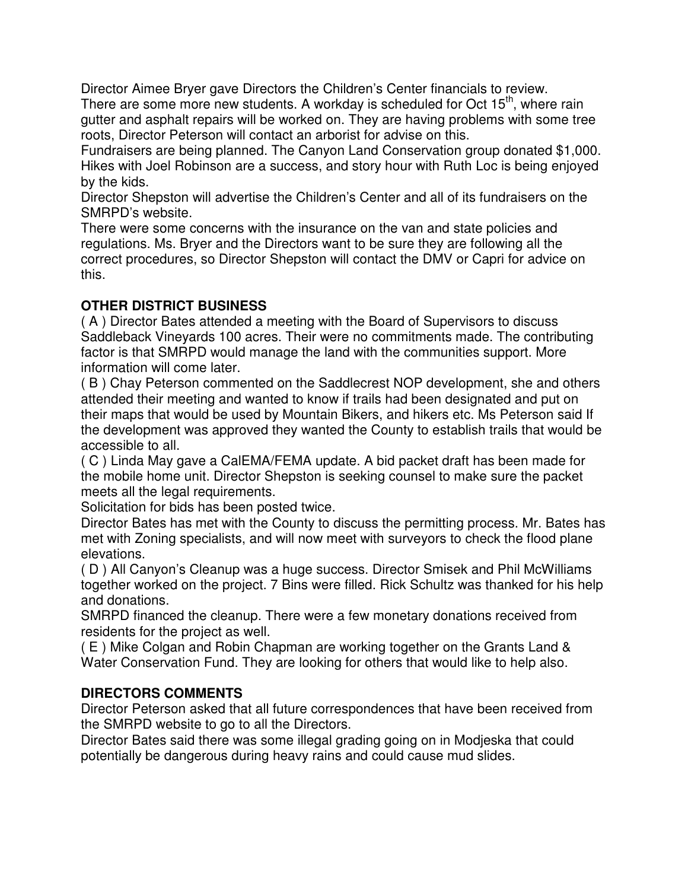Director Aimee Bryer gave Directors the Children's Center financials to review.
There are some more new students. A workday is scheduled for Oct 15th, where rain gutter and asphalt repairs will be worked on. They are having problems with some tree roots, Director Peterson will contact an arborist for advise on this.
Fundraisers are being planned. The Canyon Land Conservation group donated $1,000. Hikes with Joel Robinson are a success, and story hour with Ruth Loc is being enjoyed by the kids.
Director Shepston will advertise the Children's Center and all of its fundraisers on the SMRPD's website.
There were some concerns with the insurance on the van and state policies and regulations. Ms. Bryer and the Directors want to be sure they are following all the correct procedures, so Director Shepston will contact the DMV or Capri for advice on this.

**OTHER DISTRICT BUSINESS**

( A ) Director Bates attended a meeting with the Board of Supervisors to discuss Saddleback Vineyards 100 acres. Their were no commitments made. The contributing factor is that SMRPD would manage the land with the communities support. More information will come later.
( B ) Chay Peterson commented on the Saddlecrest NOP development, she and others attended their meeting and wanted to know if trails had been designated and put on their maps that would be used by Mountain Bikers, and hikers etc. Ms Peterson said If the development was approved they wanted the County to establish trails that would be accessible to all.
( C ) Linda May gave a CalEMA/FEMA update. A bid packet draft has been made for the mobile home unit. Director Shepston is seeking counsel to make sure the packet meets all the legal requirements.
Solicitation for bids has been posted twice.
Director Bates has met with the County to discuss the permitting process. Mr. Bates has met with Zoning specialists, and will now meet with surveyors to check the flood plane elevations.
( D ) All Canyon's Cleanup was a huge success. Director Smisek and Phil McWilliams together worked on the project. 7 Bins were filled. Rick Schultz was thanked for his help and donations.
SMRPD financed the cleanup. There were a few monetary donations received from residents for the project as well.
( E ) Mike Colgan and Robin Chapman are working together on the Grants Land & Water Conservation Fund. They are looking for others that would like to help also.

**DIRECTORS COMMENTS**

Director Peterson asked that all future correspondences that have been received from the SMRPD website to go to all the Directors.
Director Bates said there was some illegal grading going on in Modjeska that could potentially be dangerous during heavy rains and could cause mud slides.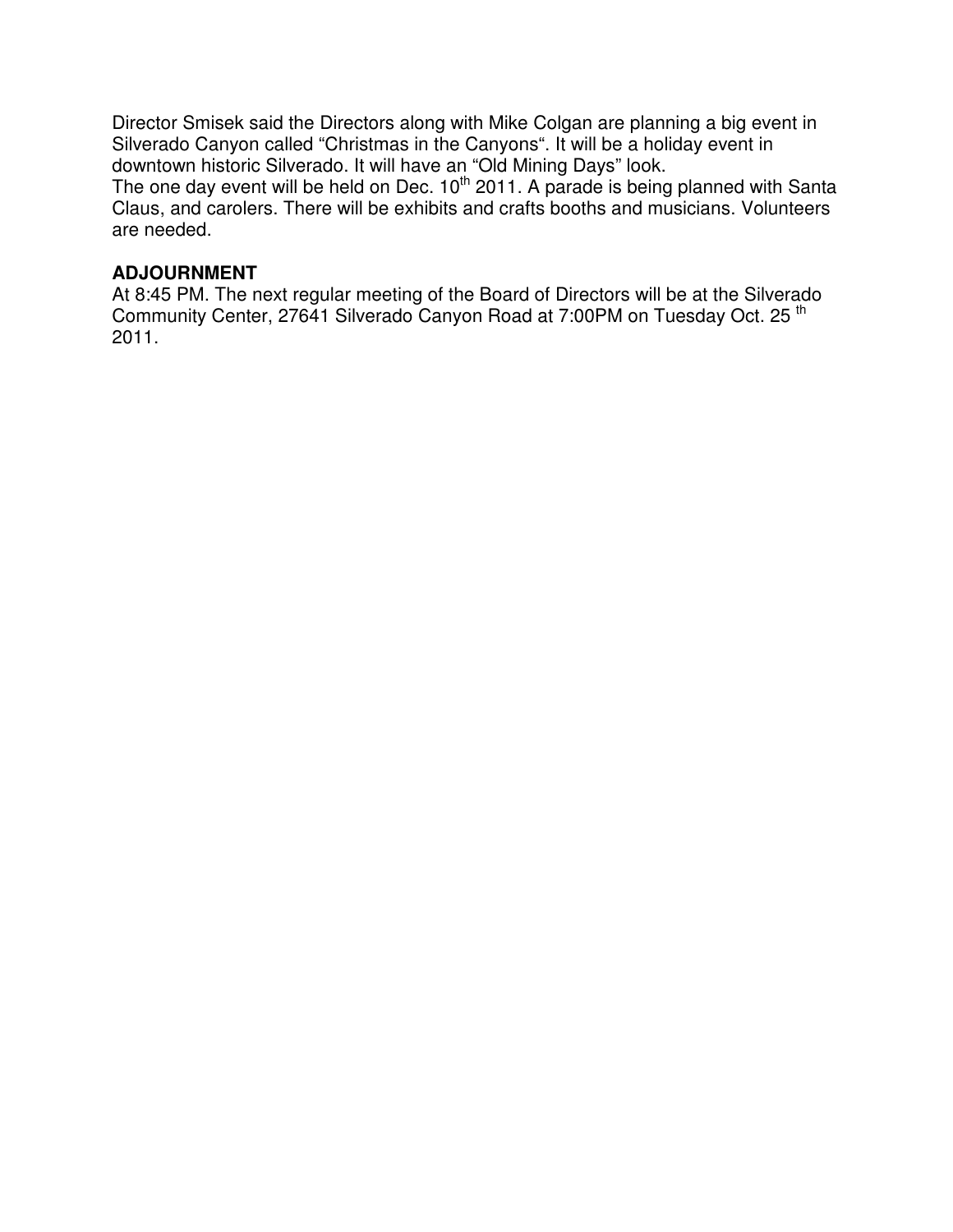Director Smisek said the Directors along with Mike Colgan are planning a big event in Silverado Canyon called “Christmas in the Canyons“. It will be a holiday event in downtown historic Silverado. It will have an “Old Mining Days” look.
The one day event will be held on Dec. 10th 2011. A parade is being planned with Santa Claus, and carolers. There will be exhibits and crafts booths and musicians. Volunteers are needed.

**ADJOURNMENT**
At 8:45 PM. The next regular meeting of the Board of Directors will be at the Silverado Community Center, 27641 Silverado Canyon Road at 7:00PM on Tuesday Oct. 25 th 2011.